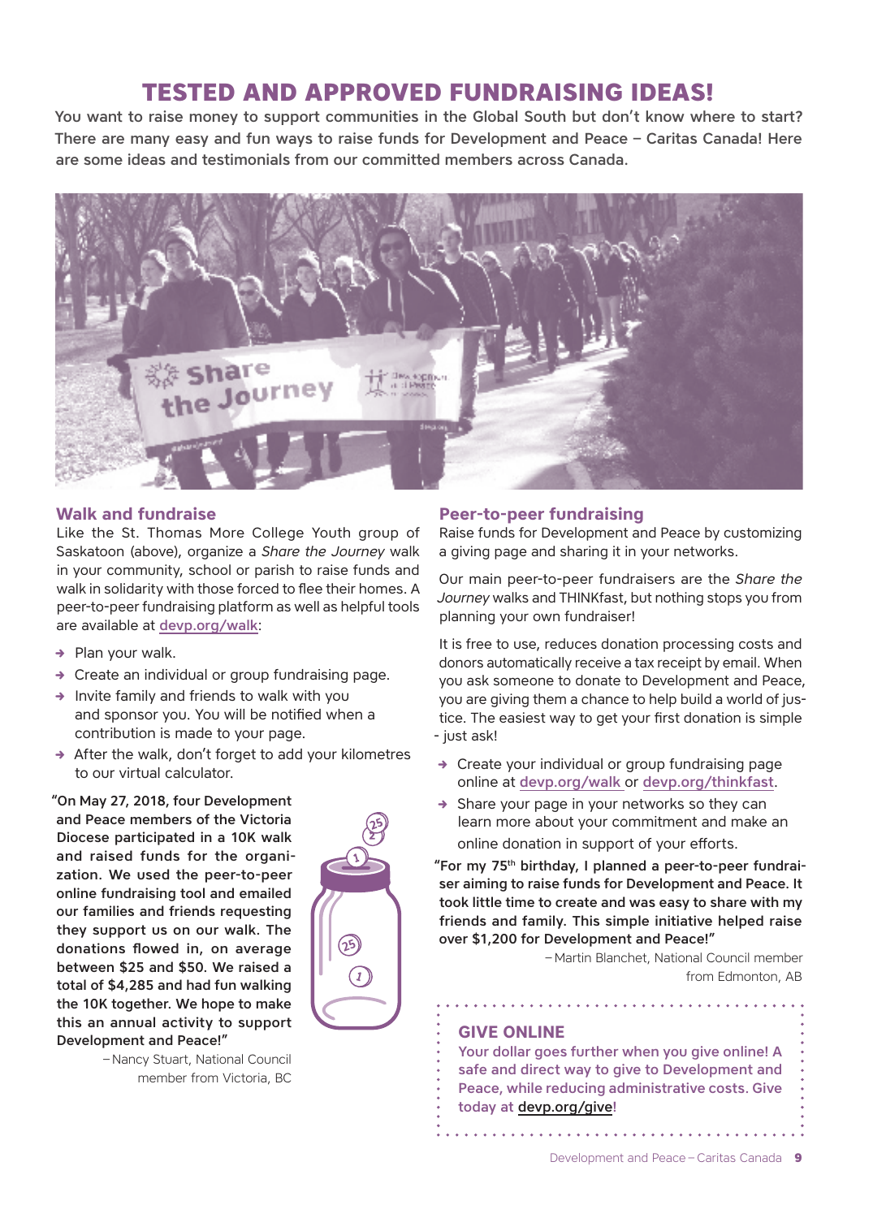# TESTED AND APPROVED FUNDRAISING IDEAS!

**You want to raise money to support communities in the Global South but don't know where to start? There are many easy and fun ways to raise funds for Development and Peace – Caritas Canada! Here are some ideas and testimonials from our committed members across Canada.**

## Walk and fundraise

Like the St. Thomas More College Youth group of Saskatoon (above), organize a *Share the Journey* walk in your community, school or parish to raise funds and walk in solidarity with those forced to flee their homes. A peer-to-peer fundraising platform as well as helpful tools are available at devp.org/walk:

- Plan your walk.
- Create an individual or group fundraising page.
- Invite family and friends to walk with you and sponsor you. You will be notified when a contribution is made to your page.
- After the walk, don't forget to add your kilometres to our virtual calculator.

**"On May 27, 2018, four Development and Peace members of the Victoria Diocese participated in a 10K walk and raised funds for the organization. We used the peer-to-peer online fundraising tool and emailed our families and friends requesting they support us on our walk. The donations flowed in, on average between $25 and $50. We raised a total of $4,285 and had fun walking the 10K together. We hope to make this an annual activity to support Development and Peace!"**

– Nancy Stuart, National Council member from Victoria, BC

## Peer-to-peer fundraising

Raise funds for Development and Peace by customizing a giving page and sharing it in your networks.

Our main peer-to-peer fundraisers are the *Share the Journey* walks and THINKfast, but nothing stops you from planning your own fundraiser!

It is free to use, reduces donation processing costs and donors automatically receive a tax receipt by email. When you ask someone to donate to Development and Peace, you are giving them a chance to help build a world of justice. The easiest way to get your first donation is simple - just ask!

- Create your individual or group fundraising page online at devp.org/walk or devp.org/thinkfast.
- Share your page in your networks so they can learn more about your commitment and make an online donation in support of your efforts.

**"For my 75th birthday, I planned a peer-to-peer fundraiser aiming to raise funds for Development and Peace. It took little time to create and was easy to share with my friends and family. This simple initiative helped raise over $1,200 for Development and Peace!"**

– Martin Blanchet, National Council member from Edmonton, AB

## GIVE ONLINE

**Your dollar goes further when you give online! A safe and direct way to give to Development and Peace, while reducing administrative costs. Give today at devp.org/give!**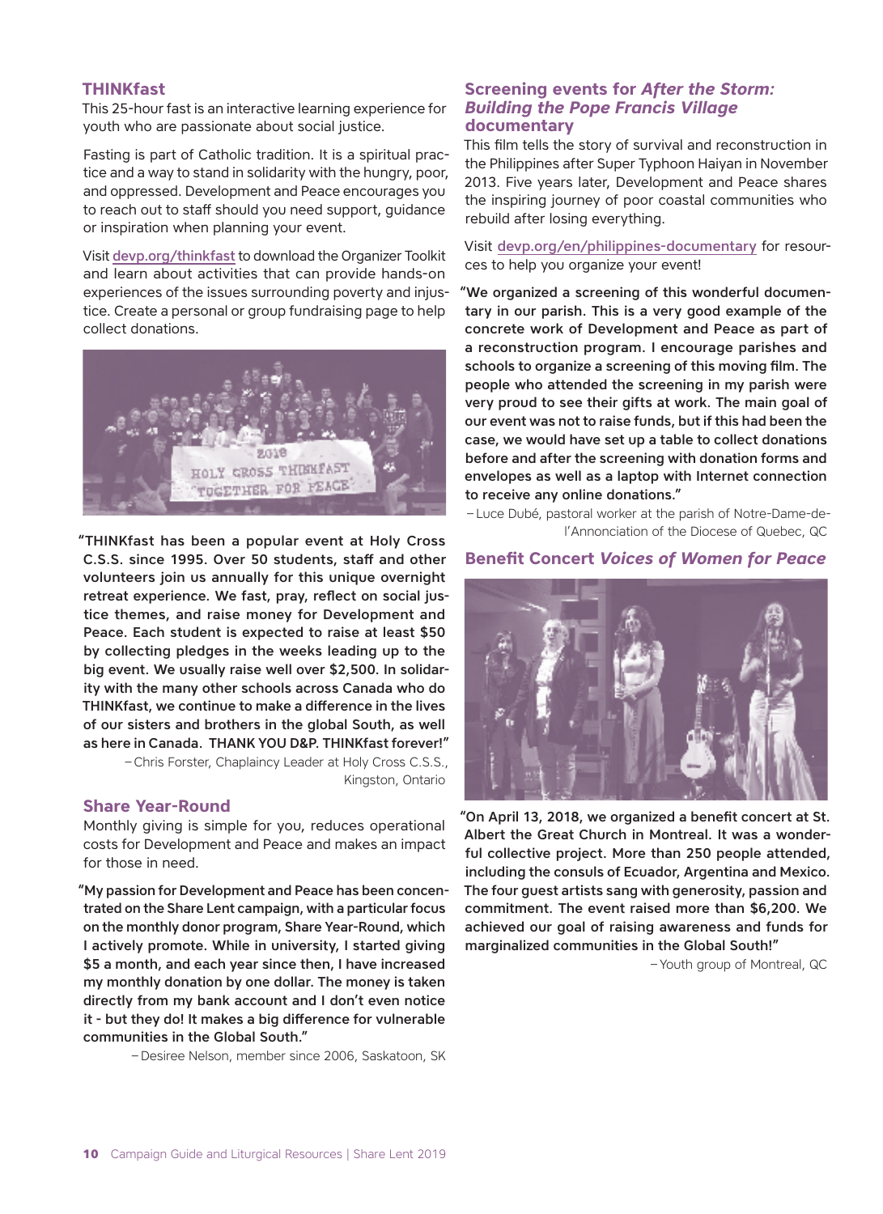## THINKfast

This 25-hour fast is an interactive learning experience for youth who are passionate about social justice.

Fasting is part of Catholic tradition. It is a spiritual practice and a way to stand in solidarity with the hungry, poor, and oppressed. Development and Peace encourages you to reach out to staff should you need support, guidance or inspiration when planning your event.

Visit devp.org/thinkfast to download the Organizer Toolkit and learn about activities that can provide hands-on experiences of the issues surrounding poverty and injustice. Create a personal or group fundraising page to help collect donations.

**"THINKfast has been a popular event at Holy Cross C.S.S. since 1995. Over 50 students, staff and other volunteers join us annually for this unique overnight retreat experience. We fast, pray, reflect on social justice themes, and raise money for Development and Peace. Each student is expected to raise at least $50 by collecting pledges in the weeks leading up to the big event. We usually raise well over $2,500. In solidarity with the many other schools across Canada who do THINKfast, we continue to make a difference in the lives of our sisters and brothers in the global South, as well as here in Canada. THANK YOU D&P. THINKfast forever!"**

– Chris Forster, Chaplaincy Leader at Holy Cross C.S.S., Kingston, Ontario

## Share Year-Round

Monthly giving is simple for you, reduces operational costs for Development and Peace and makes an impact for those in need.

**"My passion for Development and Peace has been concentrated on the Share Lent campaign, with a particular focus on the monthly donor program, Share Year-Round, which I actively promote. While in university, I started giving $5 a month, and each year since then, I have increased my monthly donation by one dollar. The money is taken directly from my bank account and I don't even notice it - but they do! It makes a big difference for vulnerable communities in the Global South."**

– Desiree Nelson, member since 2006, Saskatoon, SK

## Screening events for *After the Storm: Building the Pope Francis Village* documentary

This film tells the story of survival and reconstruction in the Philippines after Super Typhoon Haiyan in November 2013. Five years later, Development and Peace shares the inspiring journey of poor coastal communities who rebuild after losing everything.

Visit devp.org/en/philippines-documentary for resources to help you organize your event!

**"We organized a screening of this wonderful documentary in our parish. This is a very good example of the concrete work of Development and Peace as part of a reconstruction program. I encourage parishes and schools to organize a screening of this moving film. The people who attended the screening in my parish were very proud to see their gifts at work. The main goal of our event was not to raise funds, but if this had been the case, we would have set up a table to collect donations before and after the screening with donation forms and envelopes as well as a laptop with Internet connection to receive any online donations."**

– Luce Dubé, pastoral worker at the parish of Notre-Dame-de-l'Annonciation of the Diocese of Quebec, QC

## Benefit Concert *Voices of Women for Peace*

**"On April 13, 2018, we organized a benefit concert at St. Albert the Great Church in Montreal. It was a wonderful collective project. More than 250 people attended, including the consuls of Ecuador, Argentina and Mexico. The four guest artists sang with generosity, passion and commitment. The event raised more than $6,200. We achieved our goal of raising awareness and funds for marginalized communities in the Global South!"**

– Youth group of Montreal, QC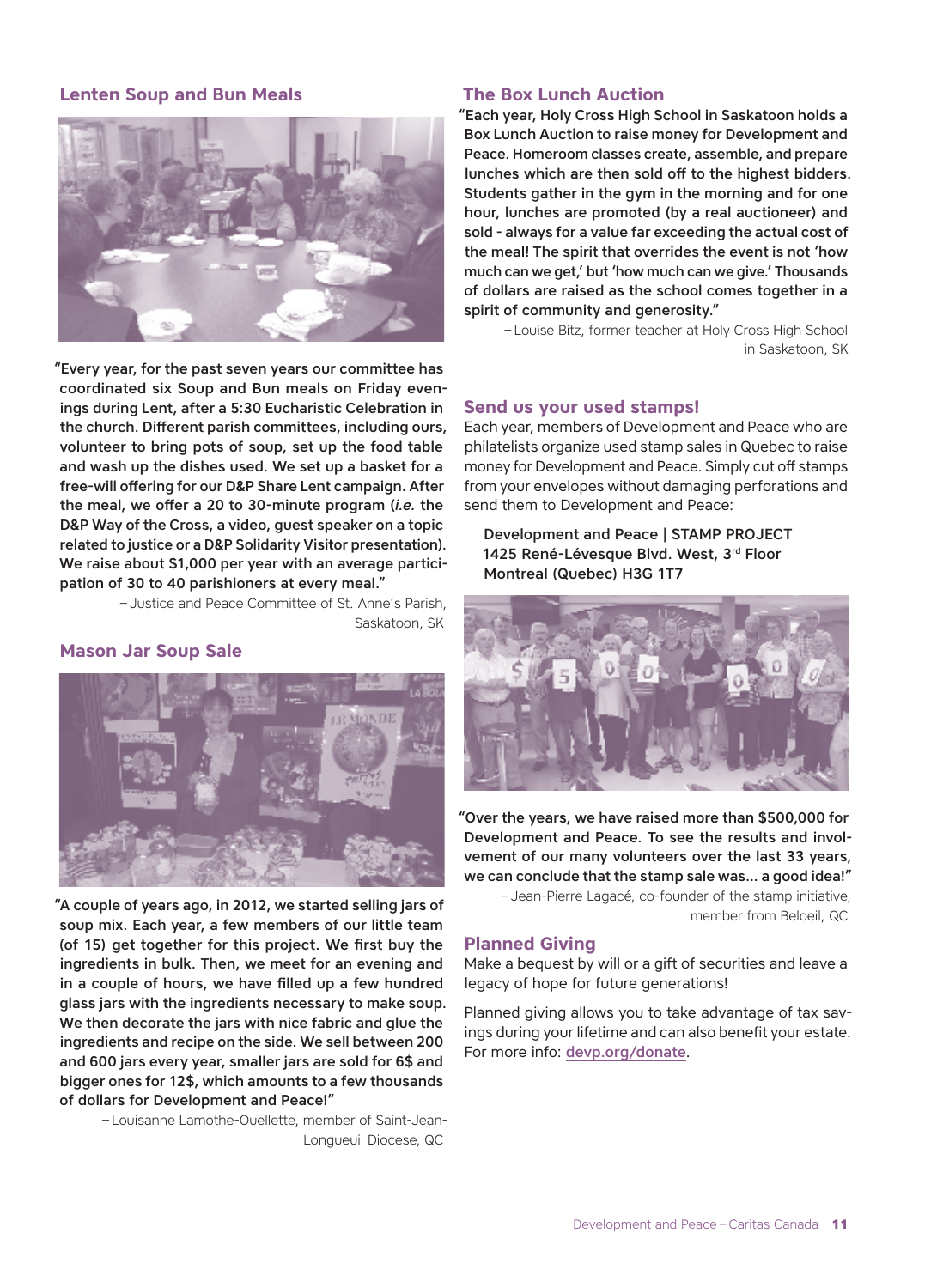## Lenten Soup and Bun Meals

"Every year, for the past seven years our committee has coordinated six Soup and Bun meals on Friday evenings during Lent, after a 5:30 Eucharistic Celebration in the church. Different parish committees, including ours, volunteer to bring pots of soup, set up the food table and wash up the dishes used. We set up a basket for a free-will offering for our D&P Share Lent campaign. After the meal, we offer a 20 to 30-minute program (*i.e.* the D&P Way of the Cross, a video, guest speaker on a topic related to justice or a D&P Solidarity Visitor presentation). We raise about $1,000 per year with an average participation of 30 to 40 parishioners at every meal."

– Justice and Peace Committee of St. Anne's Parish, Saskatoon, SK

## Mason Jar Soup Sale

"A couple of years ago, in 2012, we started selling jars of soup mix. Each year, a few members of our little team (of 15) get together for this project. We first buy the ingredients in bulk. Then, we meet for an evening and in a couple of hours, we have filled up a few hundred glass jars with the ingredients necessary to make soup. We then decorate the jars with nice fabric and glue the ingredients and recipe on the side. We sell between 200 and 600 jars every year, smaller jars are sold for 6$ and bigger ones for 12$, which amounts to a few thousands of dollars for Development and Peace!"

– Louisanne Lamothe-Ouellette, member of Saint-Jean-Longueuil Diocese, QC

## The Box Lunch Auction

"Each year, Holy Cross High School in Saskatoon holds a Box Lunch Auction to raise money for Development and Peace. Homeroom classes create, assemble, and prepare lunches which are then sold off to the highest bidders. Students gather in the gym in the morning and for one hour, lunches are promoted (by a real auctioneer) and sold - always for a value far exceeding the actual cost of the meal! The spirit that overrides the event is not 'how much can we get,' but 'how much can we give.' Thousands of dollars are raised as the school comes together in a spirit of community and generosity."

– Louise Bitz, former teacher at Holy Cross High School in Saskatoon, SK

## Send us your used stamps!

Each year, members of Development and Peace who are philatelists organize used stamp sales in Quebec to raise money for Development and Peace. Simply cut off stamps from your envelopes without damaging perforations and send them to Development and Peace:

**Development and Peace | STAMP PROJECT**
**1425 René-Lévesque Blvd. West, 3rd Floor**
**Montreal (Quebec) H3G 1T7**

"Over the years, we have raised more than $500,000 for Development and Peace. To see the results and involvement of our many volunteers over the last 33 years, we can conclude that the stamp sale was... a good idea!"

– Jean-Pierre Lagacé, co-founder of the stamp initiative, member from Beloeil, QC

## Planned Giving

Make a bequest by will or a gift of securities and leave a legacy of hope for future generations!

Planned giving allows you to take advantage of tax savings during your lifetime and can also benefit your estate. For more info: devp.org/donate.